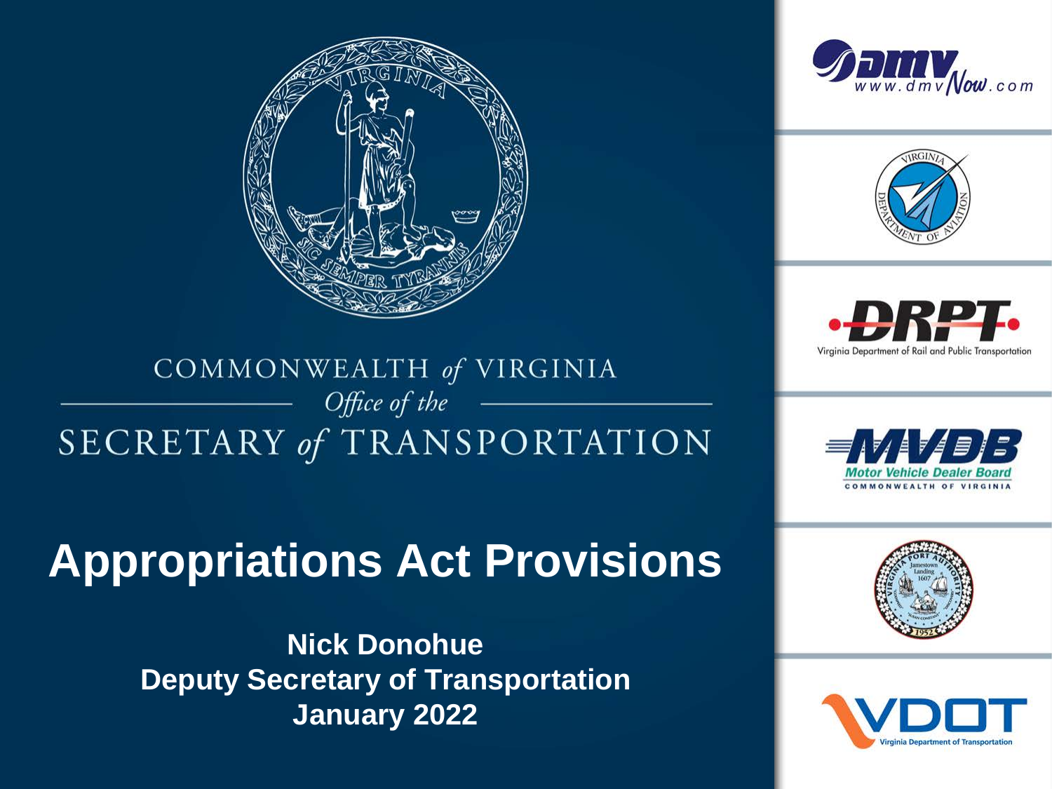COMMONWEALTH *of* VIRGINIA

*Office of the*

SECRETARY *of* TRANSPORTATION

# Appropriations Act Provisions

**Nick Donohue**
**Deputy Secretary of Transportation**
**January 2022**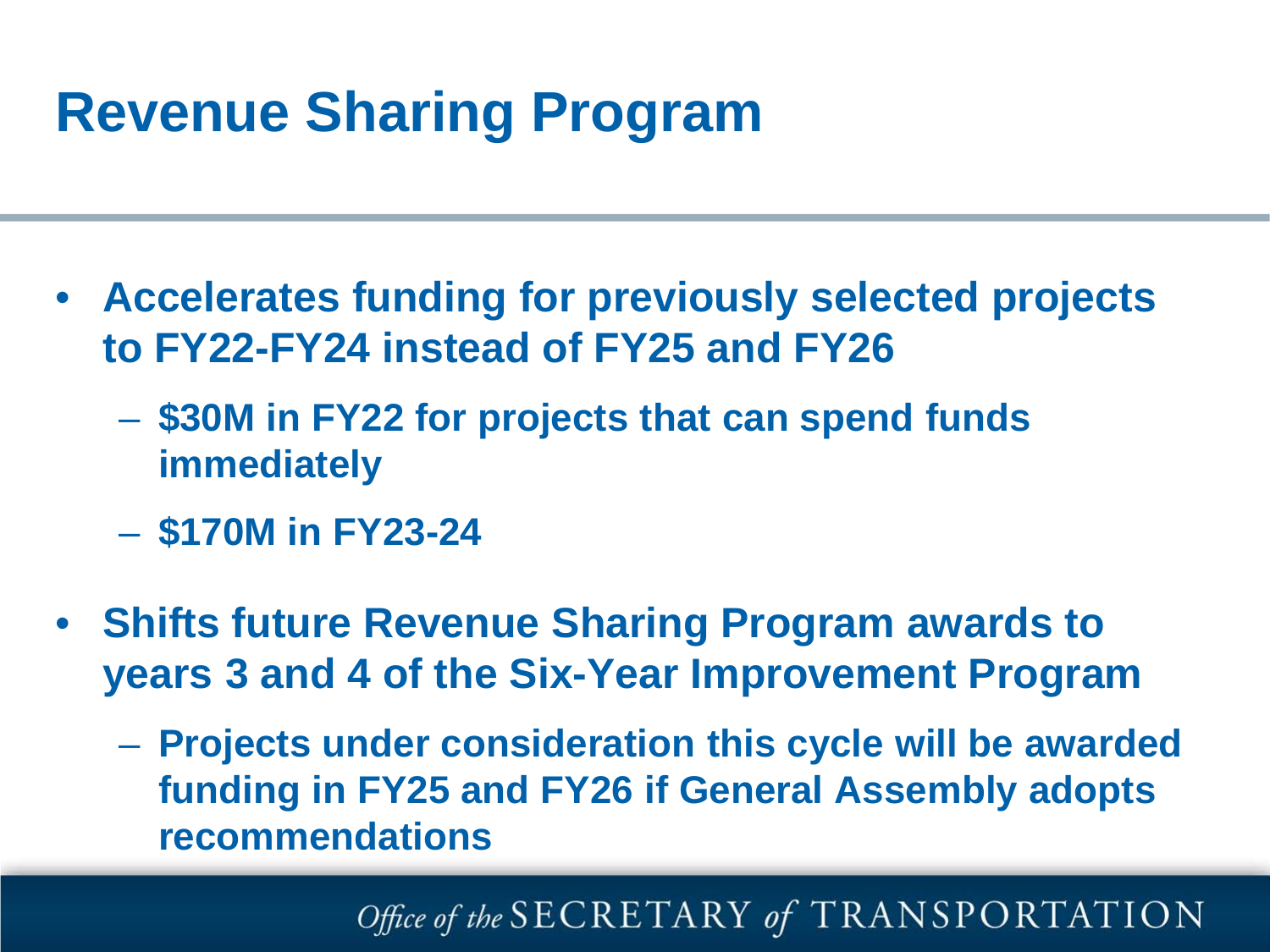# Revenue Sharing Program

- **Accelerates funding for previously selected projects to FY22-FY24 instead of FY25 and FY26**
  - **$30M in FY22 for projects that can spend funds immediately**
  - **$170M in FY23-24**
- **Shifts future Revenue Sharing Program awards to years 3 and 4 of the Six-Year Improvement Program**
  - **Projects under consideration this cycle will be awarded funding in FY25 and FY26 if General Assembly adopts recommendations**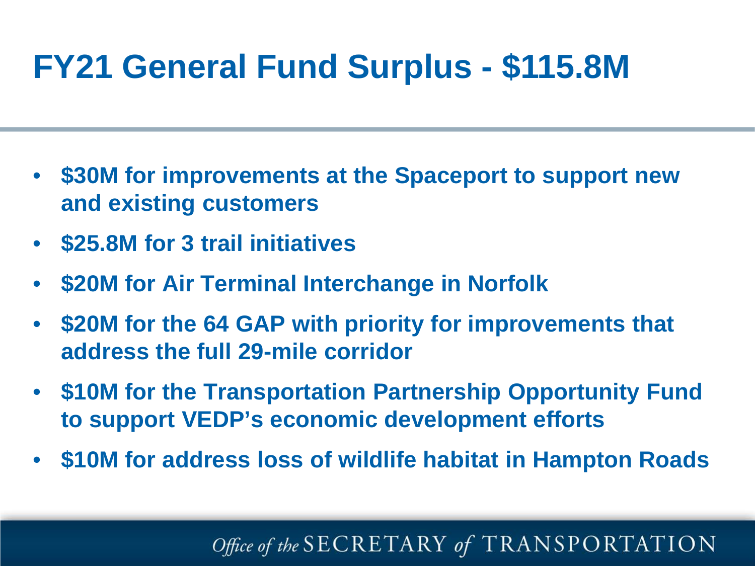# FY21 General Fund Surplus - $115.8M

- **$30M for improvements at the Spaceport to support new and existing customers**
- **$25.8M for 3 trail initiatives**
- **$20M for Air Terminal Interchange in Norfolk**
- **$20M for the 64 GAP with priority for improvements that address the full 29-mile corridor**
- **$10M for the Transportation Partnership Opportunity Fund to support VEDP's economic development efforts**
- **$10M for address loss of wildlife habitat in Hampton Roads**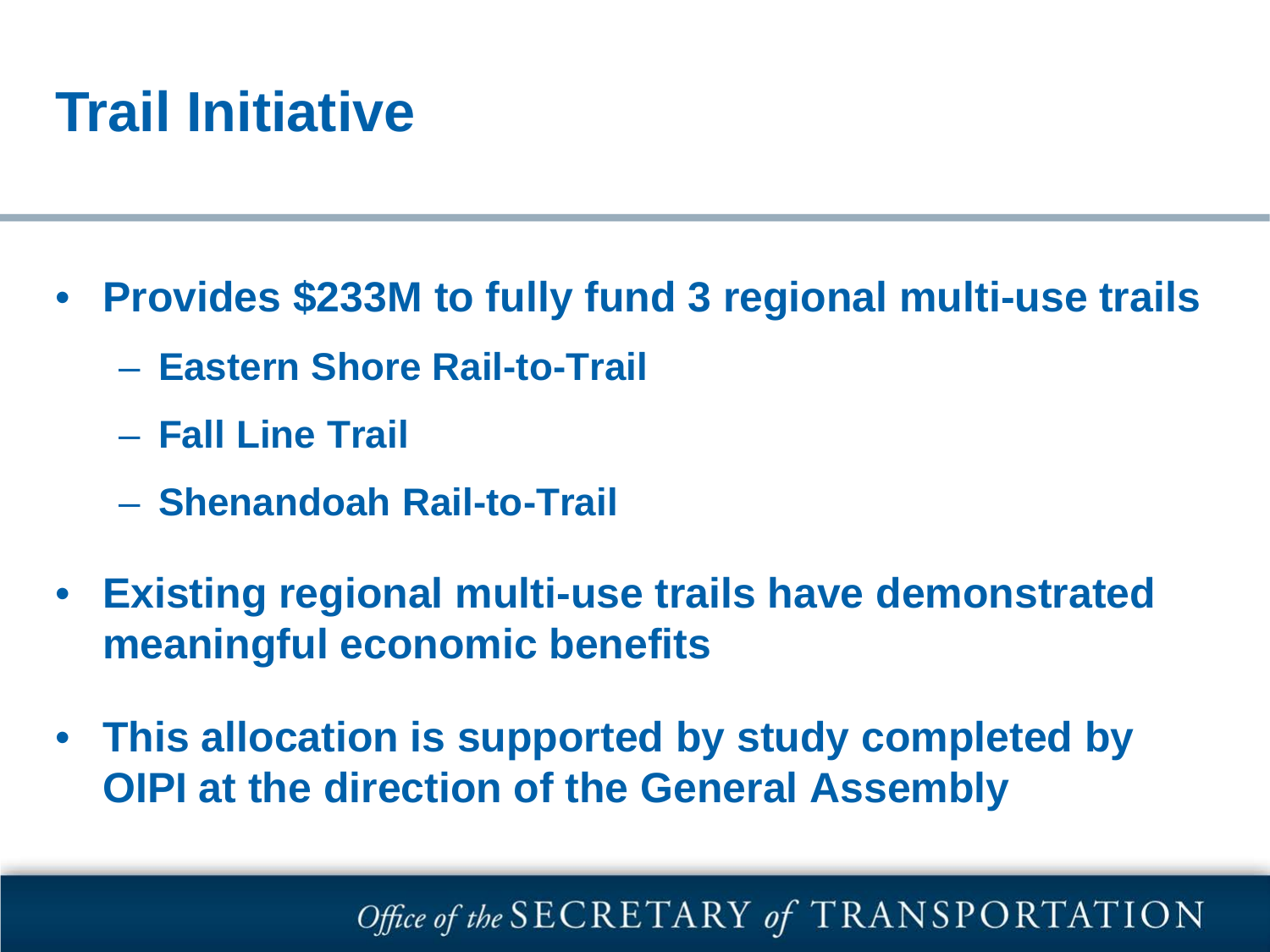# Trail Initiative

- **Provides $233M to fully fund 3 regional multi-use trails**
  - **Eastern Shore Rail-to-Trail**
  - **Fall Line Trail**
  - **Shenandoah Rail-to-Trail**
- **Existing regional multi-use trails have demonstrated meaningful economic benefits**
- **This allocation is supported by study completed by OIPI at the direction of the General Assembly**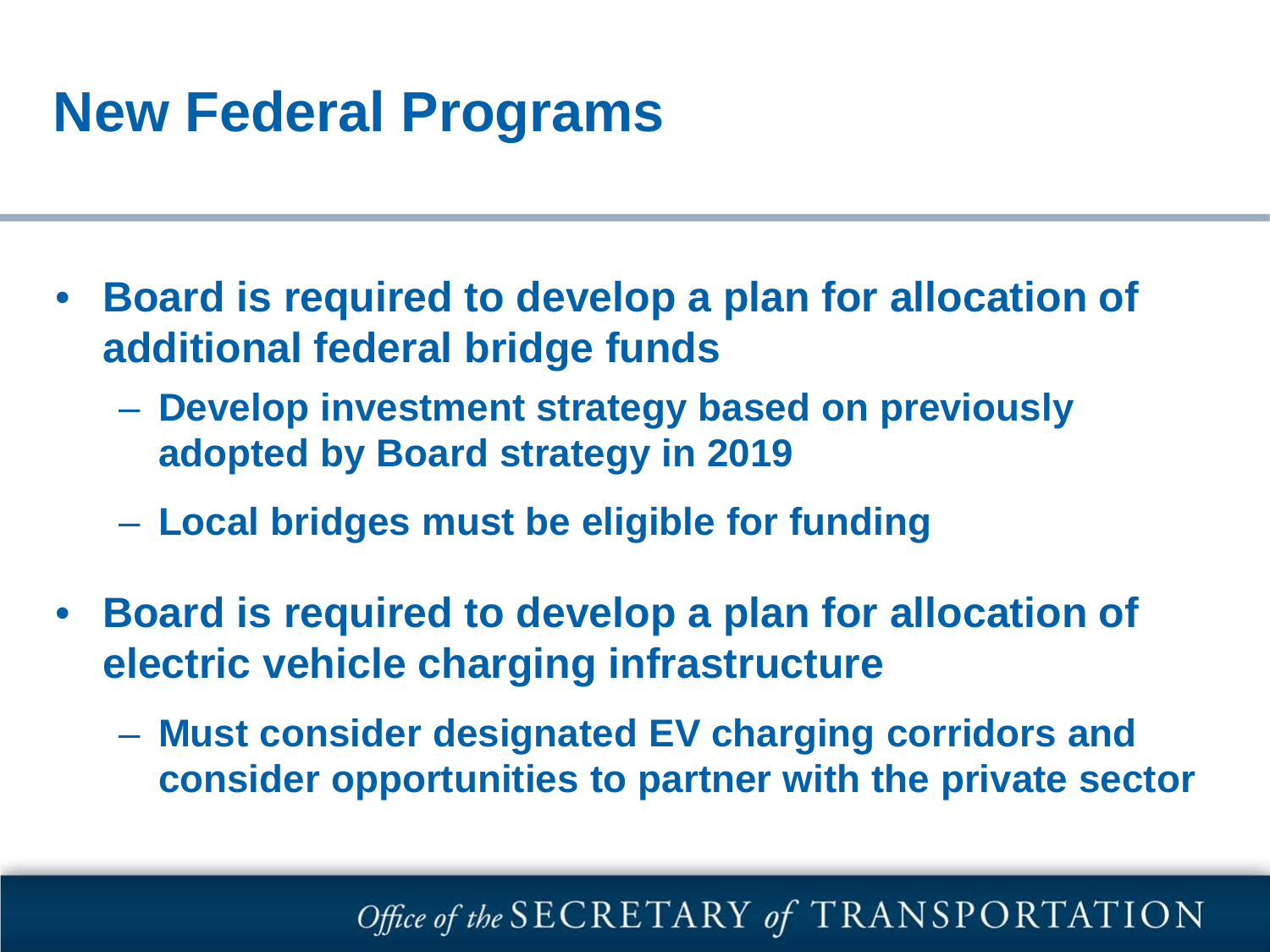# New Federal Programs

- **Board is required to develop a plan for allocation of additional federal bridge funds**
  - **Develop investment strategy based on previously adopted by Board strategy in 2019**
  - **Local bridges must be eligible for funding**
- **Board is required to develop a plan for allocation of electric vehicle charging infrastructure**
  - **Must consider designated EV charging corridors and consider opportunities to partner with the private sector**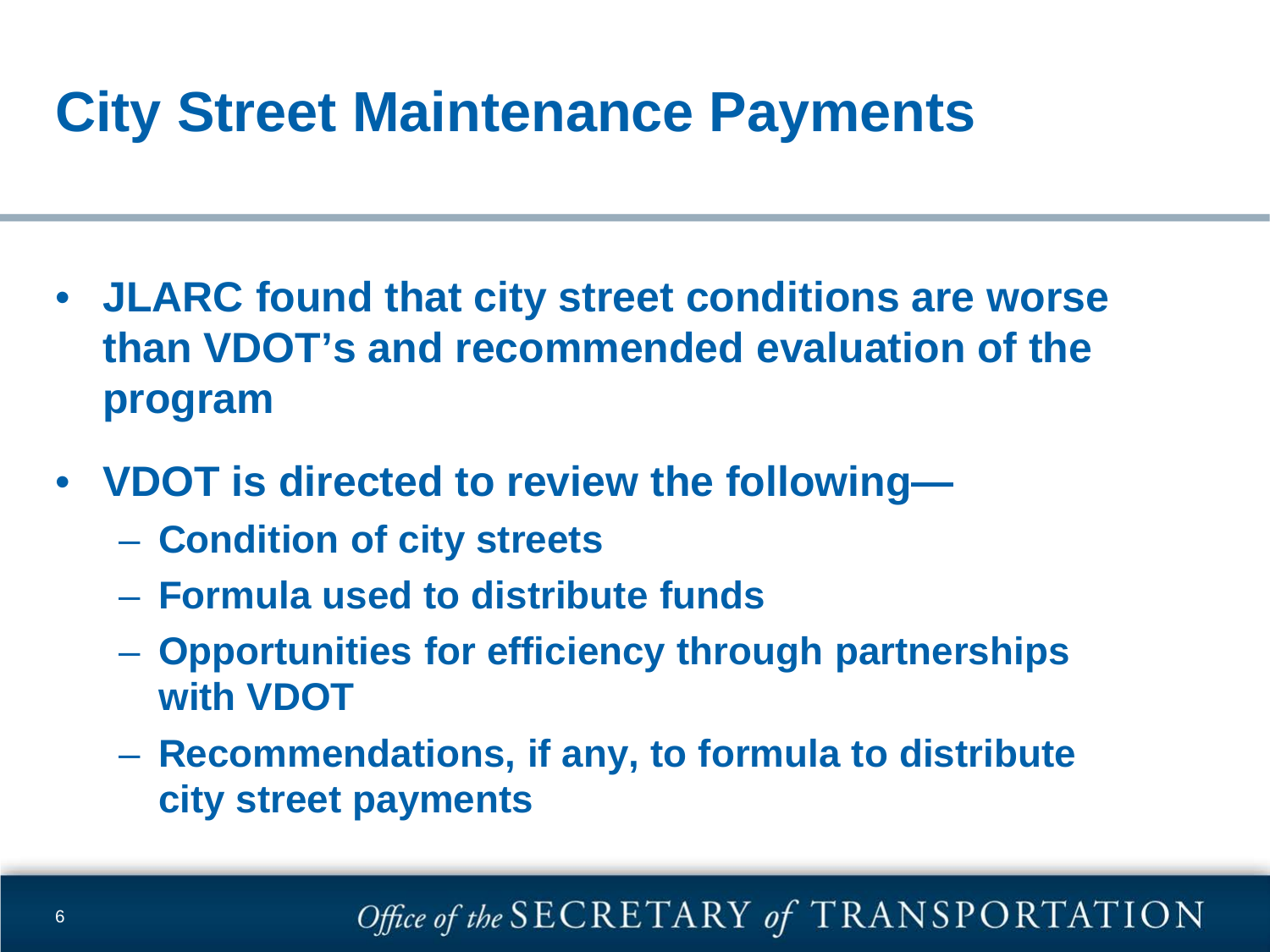# City Street Maintenance Payments

- **JLARC found that city street conditions are worse than VDOT's and recommended evaluation of the program**
- **VDOT is directed to review the following—**
  - **Condition of city streets**
  - **Formula used to distribute funds**
  - **Opportunities for efficiency through partnerships with VDOT**
  - **Recommendations, if any, to formula to distribute city street payments**